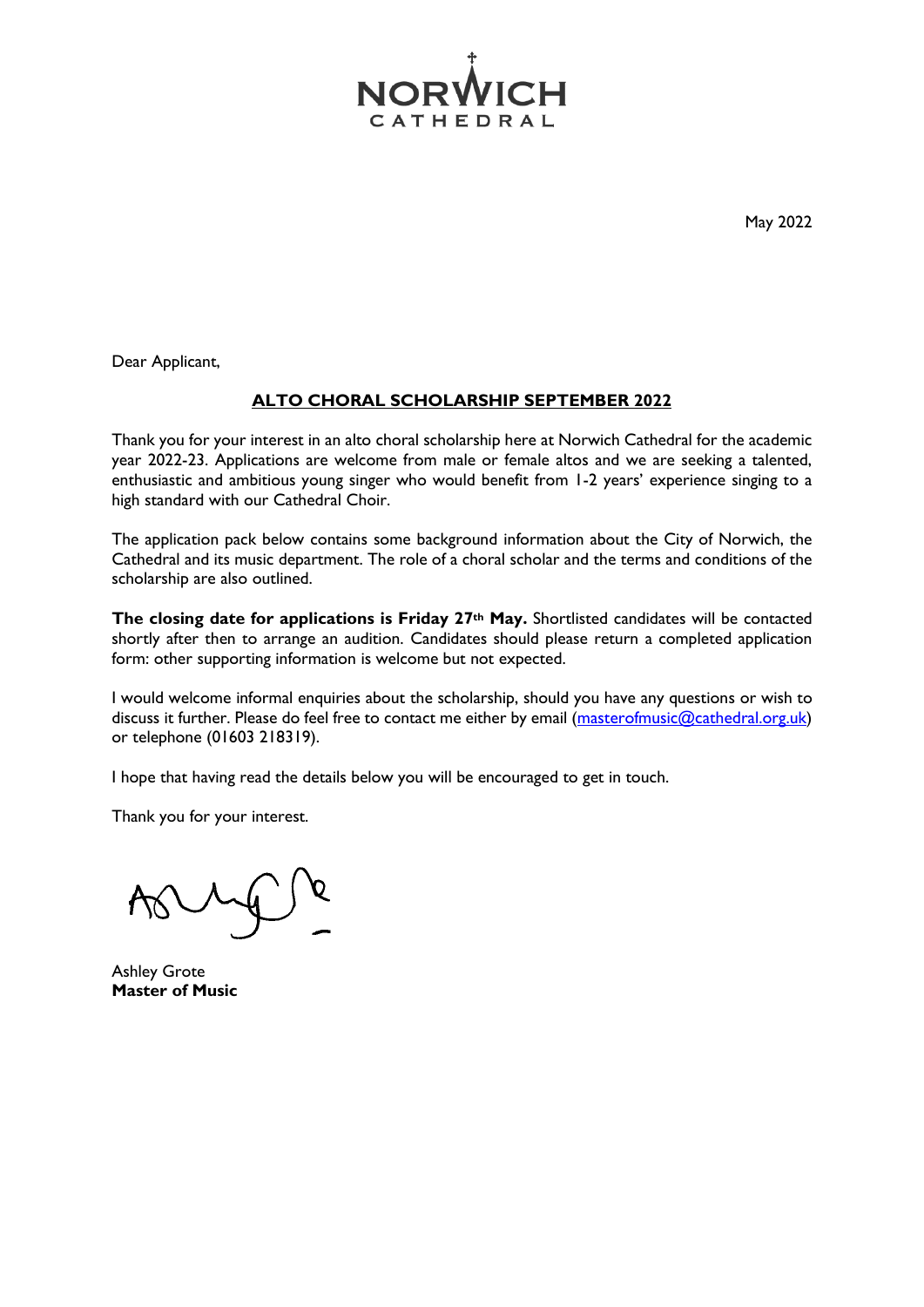NORWICH
CATHEDRAL

May 2022

Dear Applicant,

**ALTO CHORAL SCHOLARSHIP SEPTEMBER 2022**

Thank you for your interest in an alto choral scholarship here at Norwich Cathedral for the academic year 2022-23. Applications are welcome from male or female altos and we are seeking a talented, enthusiastic and ambitious young singer who would benefit from 1-2 years' experience singing to a high standard with our Cathedral Choir.

The application pack below contains some background information about the City of Norwich, the Cathedral and its music department. The role of a choral scholar and the terms and conditions of the scholarship are also outlined.

**The closing date for applications is Friday 27th May.** Shortlisted candidates will be contacted shortly after then to arrange an audition. Candidates should please return a completed application form: other supporting information is welcome but not expected.

I would welcome informal enquiries about the scholarship, should you have any questions or wish to discuss it further. Please do feel free to contact me either by email (masterofmusic@cathedral.org.uk) or telephone (01603 218319).

I hope that having read the details below you will be encouraged to get in touch.

Thank you for your interest.

Ashley Grote
**Master of Music**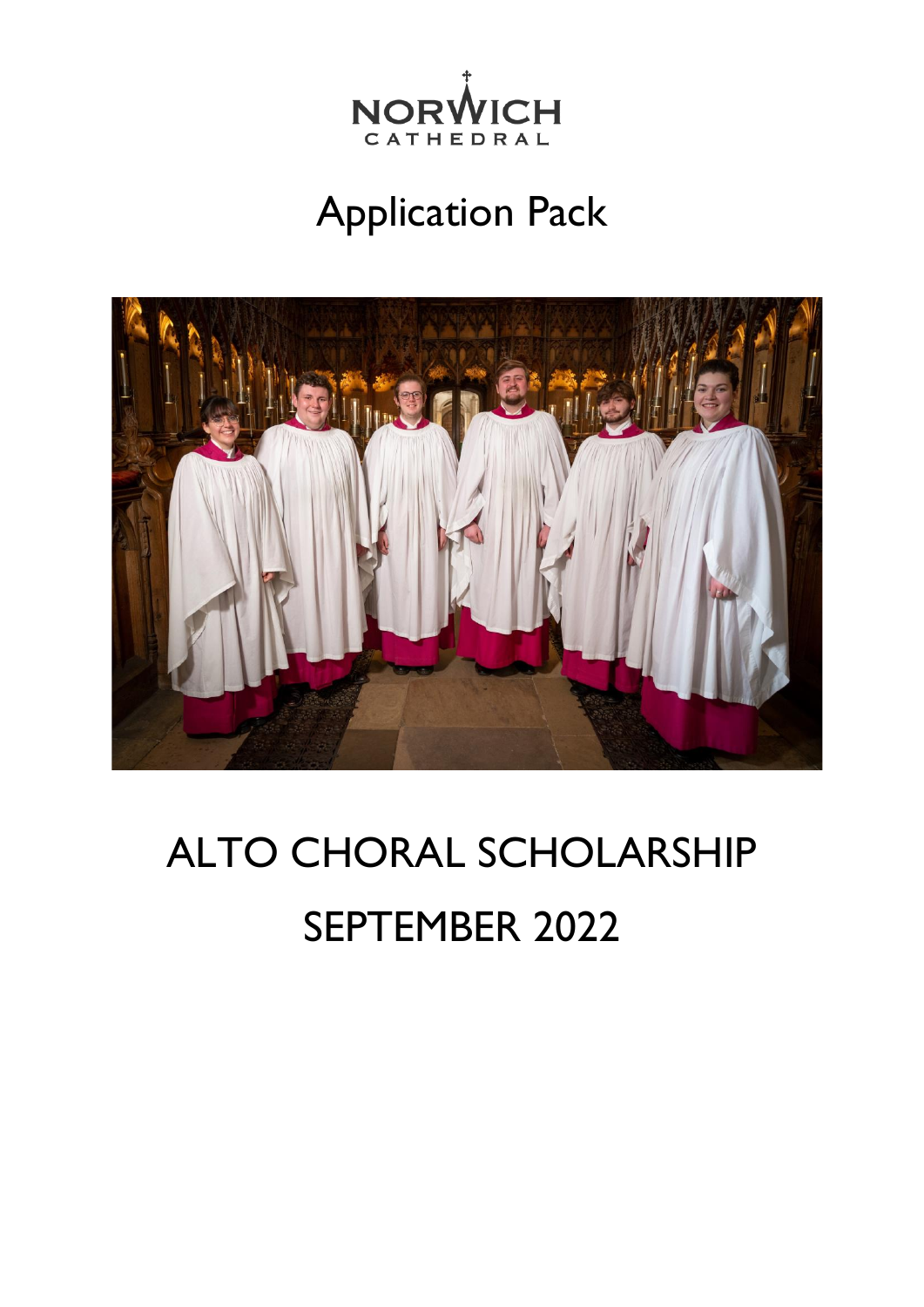NORWICH CATHEDRAL

# Application Pack

# ALTO CHORAL SCHOLARSHIP

# SEPTEMBER 2022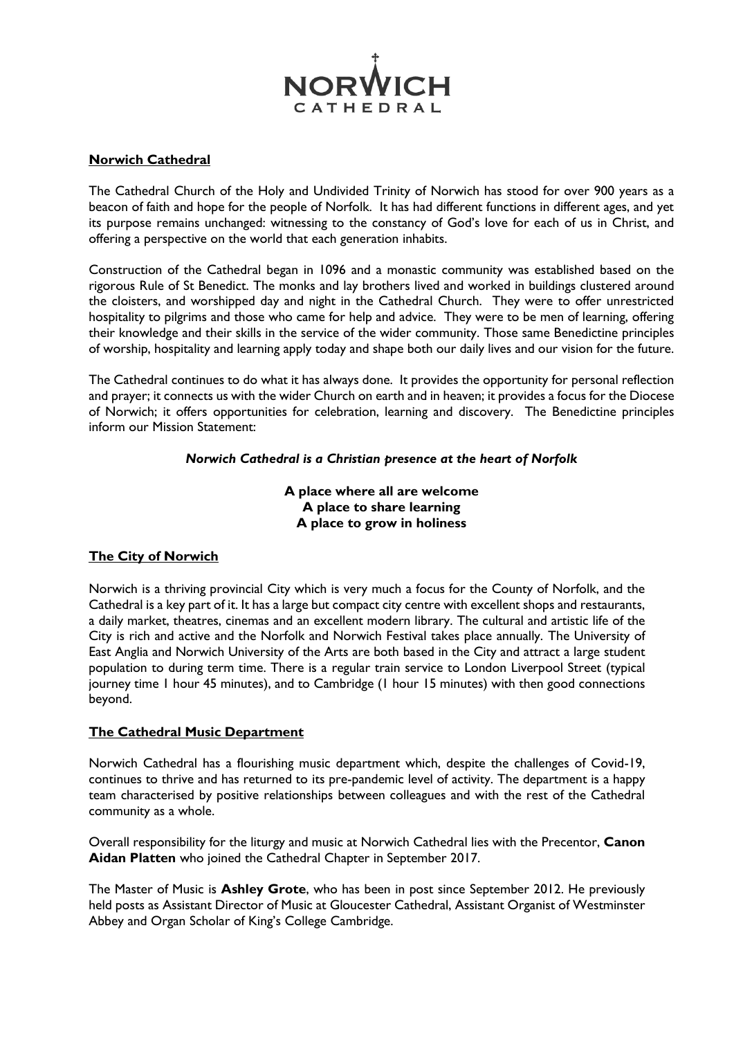# NORWICH CATHEDRAL

## Norwich Cathedral

The Cathedral Church of the Holy and Undivided Trinity of Norwich has stood for over 900 years as a beacon of faith and hope for the people of Norfolk. It has had different functions in different ages, and yet its purpose remains unchanged: witnessing to the constancy of God's love for each of us in Christ, and offering a perspective on the world that each generation inhabits.

Construction of the Cathedral began in 1096 and a monastic community was established based on the rigorous Rule of St Benedict. The monks and lay brothers lived and worked in buildings clustered around the cloisters, and worshipped day and night in the Cathedral Church. They were to offer unrestricted hospitality to pilgrims and those who came for help and advice. They were to be men of learning, offering their knowledge and their skills in the service of the wider community. Those same Benedictine principles of worship, hospitality and learning apply today and shape both our daily lives and our vision for the future.

The Cathedral continues to do what it has always done. It provides the opportunity for personal reflection and prayer; it connects us with the wider Church on earth and in heaven; it provides a focus for the Diocese of Norwich; it offers opportunities for celebration, learning and discovery. The Benedictine principles inform our Mission Statement:

***Norwich Cathedral is a Christian presence at the heart of Norfolk***

**A place where all are welcome**
**A place to share learning**
**A place to grow in holiness**

## The City of Norwich

Norwich is a thriving provincial City which is very much a focus for the County of Norfolk, and the Cathedral is a key part of it. It has a large but compact city centre with excellent shops and restaurants, a daily market, theatres, cinemas and an excellent modern library. The cultural and artistic life of the City is rich and active and the Norfolk and Norwich Festival takes place annually. The University of East Anglia and Norwich University of the Arts are both based in the City and attract a large student population to during term time. There is a regular train service to London Liverpool Street (typical journey time 1 hour 45 minutes), and to Cambridge (1 hour 15 minutes) with then good connections beyond.

## The Cathedral Music Department

Norwich Cathedral has a flourishing music department which, despite the challenges of Covid-19, continues to thrive and has returned to its pre-pandemic level of activity. The department is a happy team characterised by positive relationships between colleagues and with the rest of the Cathedral community as a whole.

Overall responsibility for the liturgy and music at Norwich Cathedral lies with the Precentor, **Canon Aidan Platten** who joined the Cathedral Chapter in September 2017.

The Master of Music is **Ashley Grote**, who has been in post since September 2012. He previously held posts as Assistant Director of Music at Gloucester Cathedral, Assistant Organist of Westminster Abbey and Organ Scholar of King's College Cambridge.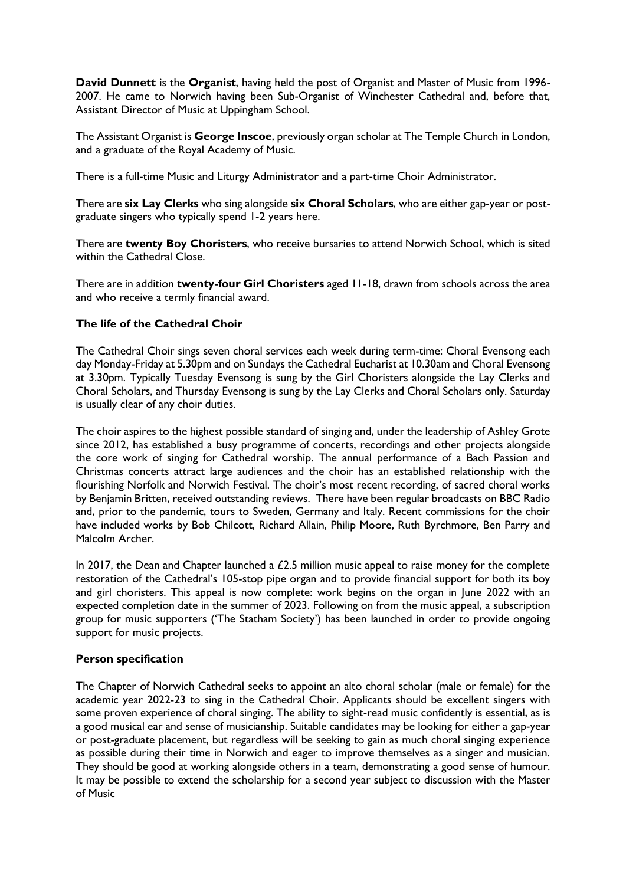**David Dunnett** is the **Organist**, having held the post of Organist and Master of Music from 1996-2007. He came to Norwich having been Sub-Organist of Winchester Cathedral and, before that, Assistant Director of Music at Uppingham School.

The Assistant Organist is **George Inscoe**, previously organ scholar at The Temple Church in London, and a graduate of the Royal Academy of Music.

There is a full-time Music and Liturgy Administrator and a part-time Choir Administrator.

There are **six Lay Clerks** who sing alongside **six Choral Scholars**, who are either gap-year or post-graduate singers who typically spend 1-2 years here.

There are **twenty Boy Choristers**, who receive bursaries to attend Norwich School, which is sited within the Cathedral Close.

There are in addition **twenty-four Girl Choristers** aged 11-18, drawn from schools across the area and who receive a termly financial award.

## The life of the Cathedral Choir

The Cathedral Choir sings seven choral services each week during term-time: Choral Evensong each day Monday-Friday at 5.30pm and on Sundays the Cathedral Eucharist at 10.30am and Choral Evensong at 3.30pm. Typically Tuesday Evensong is sung by the Girl Choristers alongside the Lay Clerks and Choral Scholars, and Thursday Evensong is sung by the Lay Clerks and Choral Scholars only. Saturday is usually clear of any choir duties.

The choir aspires to the highest possible standard of singing and, under the leadership of Ashley Grote since 2012, has established a busy programme of concerts, recordings and other projects alongside the core work of singing for Cathedral worship. The annual performance of a Bach Passion and Christmas concerts attract large audiences and the choir has an established relationship with the flourishing Norfolk and Norwich Festival. The choir's most recent recording, of sacred choral works by Benjamin Britten, received outstanding reviews. There have been regular broadcasts on BBC Radio and, prior to the pandemic, tours to Sweden, Germany and Italy. Recent commissions for the choir have included works by Bob Chilcott, Richard Allain, Philip Moore, Ruth Byrchmore, Ben Parry and Malcolm Archer.

In 2017, the Dean and Chapter launched a £2.5 million music appeal to raise money for the complete restoration of the Cathedral's 105-stop pipe organ and to provide financial support for both its boy and girl choristers. This appeal is now complete: work begins on the organ in June 2022 with an expected completion date in the summer of 2023. Following on from the music appeal, a subscription group for music supporters ('The Statham Society') has been launched in order to provide ongoing support for music projects.

## Person specification

The Chapter of Norwich Cathedral seeks to appoint an alto choral scholar (male or female) for the academic year 2022-23 to sing in the Cathedral Choir. Applicants should be excellent singers with some proven experience of choral singing. The ability to sight-read music confidently is essential, as is a good musical ear and sense of musicianship. Suitable candidates may be looking for either a gap-year or post-graduate placement, but regardless will be seeking to gain as much choral singing experience as possible during their time in Norwich and eager to improve themselves as a singer and musician. They should be good at working alongside others in a team, demonstrating a good sense of humour. It may be possible to extend the scholarship for a second year subject to discussion with the Master of Music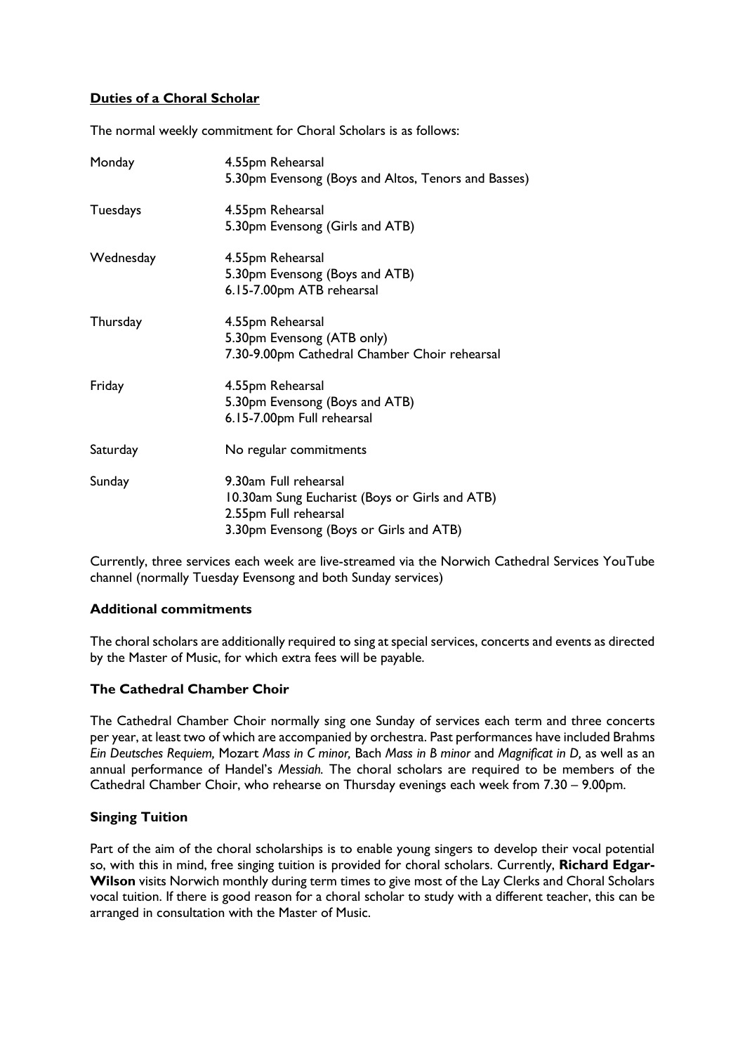## Duties of a Choral Scholar

The normal weekly commitment for Choral Scholars is as follows:

| | |
|---|---|
| Monday | 4.55pm Rehearsal<br>5.30pm Evensong (Boys and Altos, Tenors and Basses) |
| Tuesdays | 4.55pm Rehearsal<br>5.30pm Evensong (Girls and ATB) |
| Wednesday | 4.55pm Rehearsal<br>5.30pm Evensong (Boys and ATB)<br>6.15-7.00pm ATB rehearsal |
| Thursday | 4.55pm Rehearsal<br>5.30pm Evensong (ATB only)<br>7.30-9.00pm Cathedral Chamber Choir rehearsal |
| Friday | 4.55pm Rehearsal<br>5.30pm Evensong (Boys and ATB)<br>6.15-7.00pm Full rehearsal |
| Saturday | No regular commitments |
| Sunday | 9.30am Full rehearsal<br>10.30am Sung Eucharist (Boys or Girls and ATB)<br>2.55pm Full rehearsal<br>3.30pm Evensong (Boys or Girls and ATB) |

Currently, three services each week are live-streamed via the Norwich Cathedral Services YouTube channel (normally Tuesday Evensong and both Sunday services)

### Additional commitments

The choral scholars are additionally required to sing at special services, concerts and events as directed by the Master of Music, for which extra fees will be payable.

### The Cathedral Chamber Choir

The Cathedral Chamber Choir normally sing one Sunday of services each term and three concerts per year, at least two of which are accompanied by orchestra. Past performances have included Brahms *Ein Deutsches Requiem,* Mozart *Mass in C minor,* Bach *Mass in B minor* and *Magnificat in D,* as well as an annual performance of Handel's *Messiah.* The choral scholars are required to be members of the Cathedral Chamber Choir, who rehearse on Thursday evenings each week from 7.30 – 9.00pm.

### Singing Tuition

Part of the aim of the choral scholarships is to enable young singers to develop their vocal potential so, with this in mind, free singing tuition is provided for choral scholars. Currently, **Richard Edgar-Wilson** visits Norwich monthly during term times to give most of the Lay Clerks and Choral Scholars vocal tuition. If there is good reason for a choral scholar to study with a different teacher, this can be arranged in consultation with the Master of Music.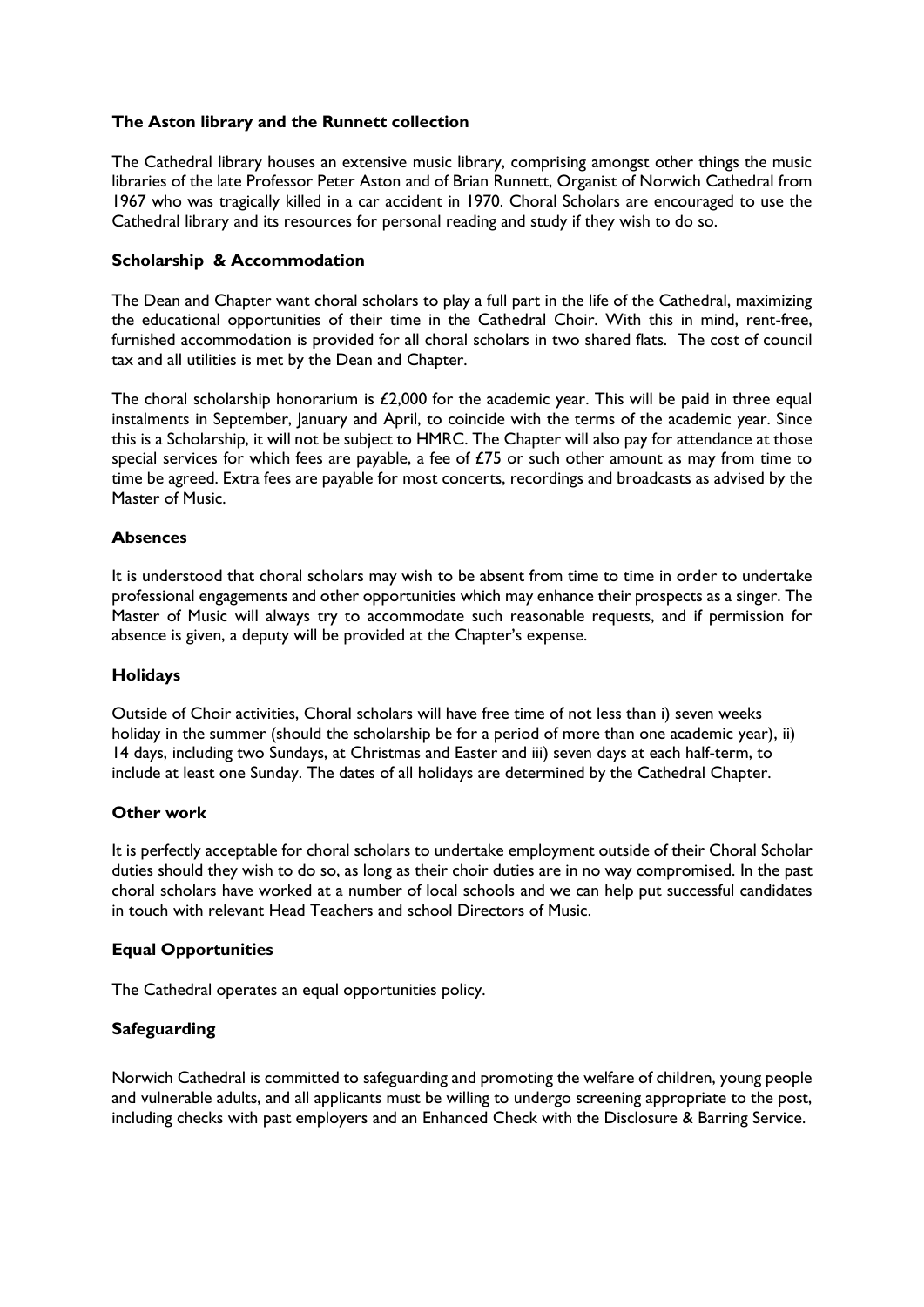**The Aston library and the Runnett collection**

The Cathedral library houses an extensive music library, comprising amongst other things the music libraries of the late Professor Peter Aston and of Brian Runnett, Organist of Norwich Cathedral from 1967 who was tragically killed in a car accident in 1970. Choral Scholars are encouraged to use the Cathedral library and its resources for personal reading and study if they wish to do so.

**Scholarship & Accommodation**

The Dean and Chapter want choral scholars to play a full part in the life of the Cathedral, maximizing the educational opportunities of their time in the Cathedral Choir. With this in mind, rent-free, furnished accommodation is provided for all choral scholars in two shared flats. The cost of council tax and all utilities is met by the Dean and Chapter.

The choral scholarship honorarium is £2,000 for the academic year. This will be paid in three equal instalments in September, January and April, to coincide with the terms of the academic year. Since this is a Scholarship, it will not be subject to HMRC. The Chapter will also pay for attendance at those special services for which fees are payable, a fee of £75 or such other amount as may from time to time be agreed. Extra fees are payable for most concerts, recordings and broadcasts as advised by the Master of Music.

**Absences**

It is understood that choral scholars may wish to be absent from time to time in order to undertake professional engagements and other opportunities which may enhance their prospects as a singer. The Master of Music will always try to accommodate such reasonable requests, and if permission for absence is given, a deputy will be provided at the Chapter's expense.

**Holidays**

Outside of Choir activities, Choral scholars will have free time of not less than i) seven weeks holiday in the summer (should the scholarship be for a period of more than one academic year), ii) 14 days, including two Sundays, at Christmas and Easter and iii) seven days at each half-term, to include at least one Sunday. The dates of all holidays are determined by the Cathedral Chapter.

**Other work**

It is perfectly acceptable for choral scholars to undertake employment outside of their Choral Scholar duties should they wish to do so, as long as their choir duties are in no way compromised. In the past choral scholars have worked at a number of local schools and we can help put successful candidates in touch with relevant Head Teachers and school Directors of Music.

**Equal Opportunities**

The Cathedral operates an equal opportunities policy.

**Safeguarding**

Norwich Cathedral is committed to safeguarding and promoting the welfare of children, young people and vulnerable adults, and all applicants must be willing to undergo screening appropriate to the post, including checks with past employers and an Enhanced Check with the Disclosure & Barring Service.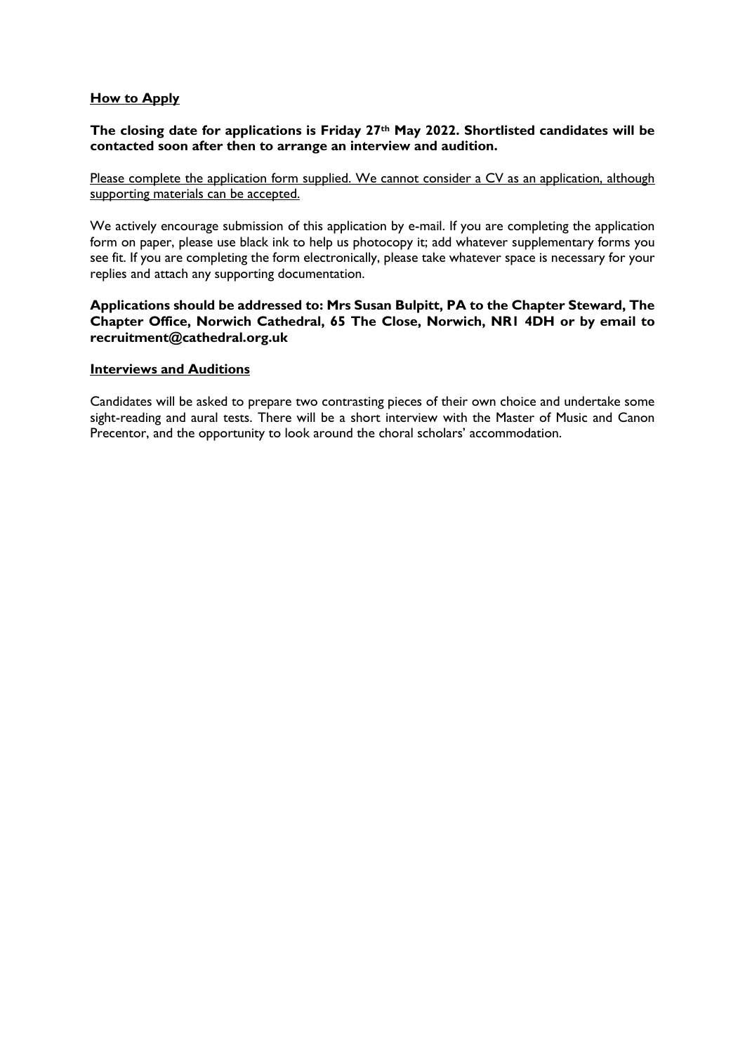## **How to Apply**

**The closing date for applications is Friday 27th May 2022. Shortlisted candidates will be contacted soon after then to arrange an interview and audition.**

Please complete the application form supplied. We cannot consider a CV as an application, although supporting materials can be accepted.

We actively encourage submission of this application by e-mail. If you are completing the application form on paper, please use black ink to help us photocopy it; add whatever supplementary forms you see fit. If you are completing the form electronically, please take whatever space is necessary for your replies and attach any supporting documentation.

**Applications should be addressed to: Mrs Susan Bulpitt, PA to the Chapter Steward, The Chapter Office, Norwich Cathedral, 65 The Close, Norwich, NR1 4DH or by email to recruitment@cathedral.org.uk**

## **Interviews and Auditions**

Candidates will be asked to prepare two contrasting pieces of their own choice and undertake some sight-reading and aural tests. There will be a short interview with the Master of Music and Canon Precentor, and the opportunity to look around the choral scholars' accommodation.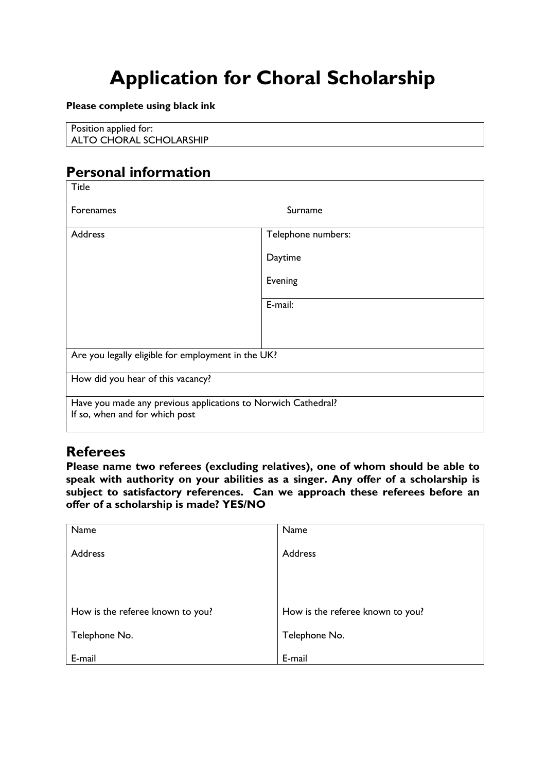# Application for Choral Scholarship

**Please complete using black ink**

| Position applied for: ALTO CHORAL SCHOLARSHIP |
|---|

## Personal information

| | |
|---|---|
| Title<br><br>Forenames | <br><br>Surname |
| Address | Telephone numbers:<br><br>Daytime<br><br>Evening |
| | E-mail: |
| Are you legally eligible for employment in the UK? | |
| How did you hear of this vacancy? | |
| Have you made any previous applications to Norwich Cathedral?<br>If so, when and for which post | |

## Referees

**Please name two referees (excluding relatives), one of whom should be able to speak with authority on your abilities as a singer. Any offer of a scholarship is subject to satisfactory references. Can we approach these referees before an offer of a scholarship is made? YES/NO**

| | |
|---|---|
| Name | Name |
| Address | Address |
| How is the referee known to you? | How is the referee known to you? |
| Telephone No. | Telephone No. |
| E-mail | E-mail |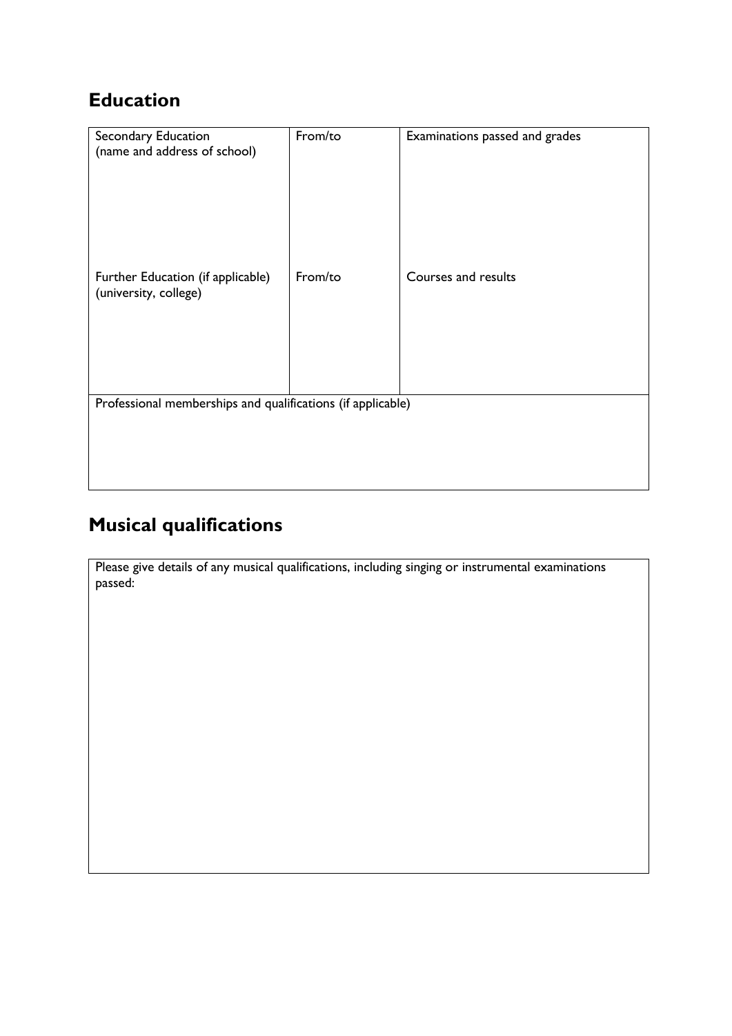## Education

| Secondary Education<br>(name and address of school) | From/to | Examinations passed and grades |
|---|---|---|
| | | |
| Further Education (if applicable)<br>(university, college) | From/to | Courses and results |
| | | |
| Professional memberships and qualifications (if applicable) | | |
| | | |

## Musical qualifications

| Please give details of any musical qualifications, including singing or instrumental examinations passed: |
|---|
| |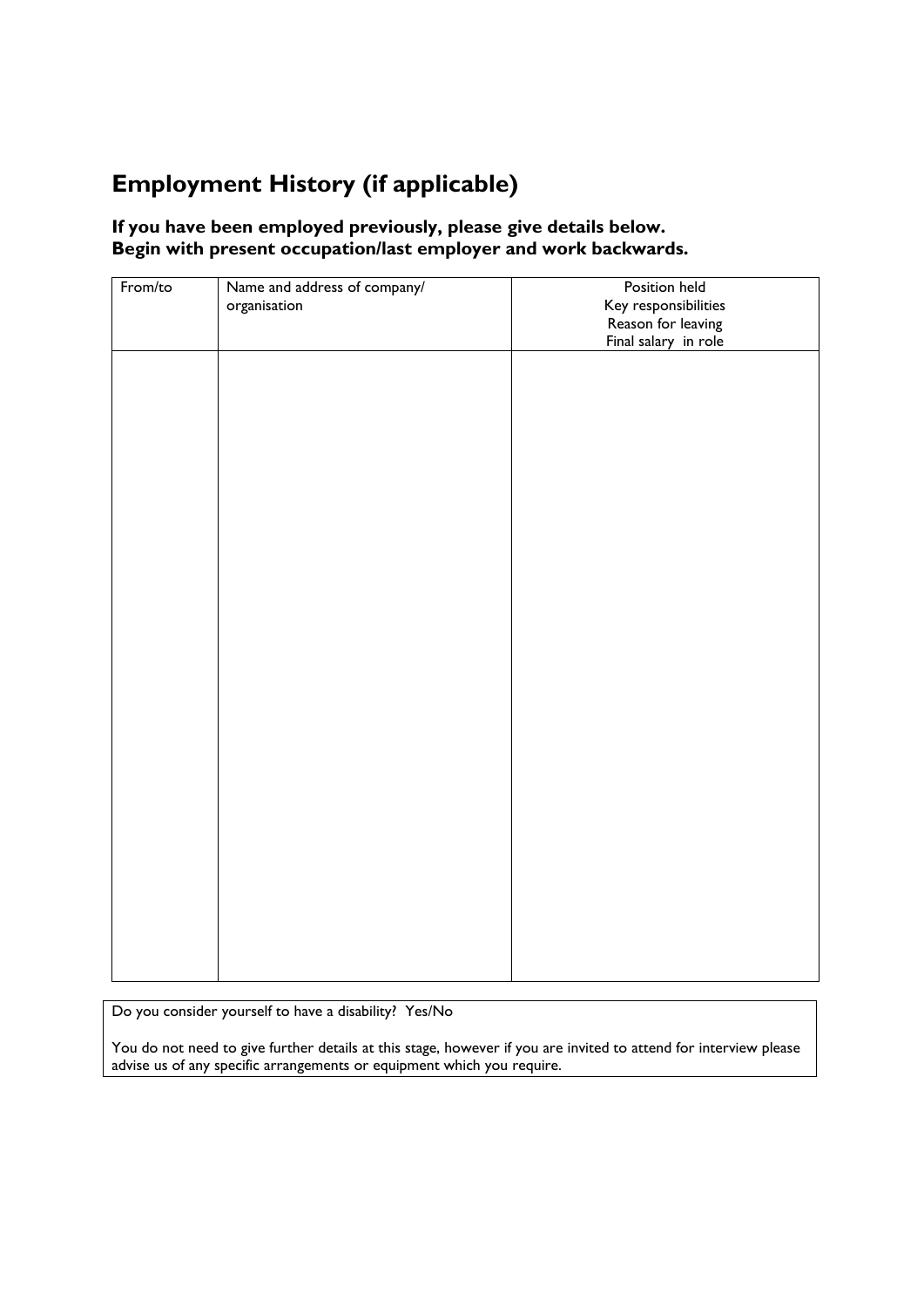## Employment History (if applicable)

**If you have been employed previously, please give details below.**
**Begin with present occupation/last employer and work backwards.**

| From/to | Name and address of company/ organisation | Position held<br>Key responsibilities<br>Reason for leaving<br>Final salary in role |
|---|---|---|
| | | |

Do you consider yourself to have a disability? Yes/No

You do not need to give further details at this stage, however if you are invited to attend for interview please advise us of any specific arrangements or equipment which you require.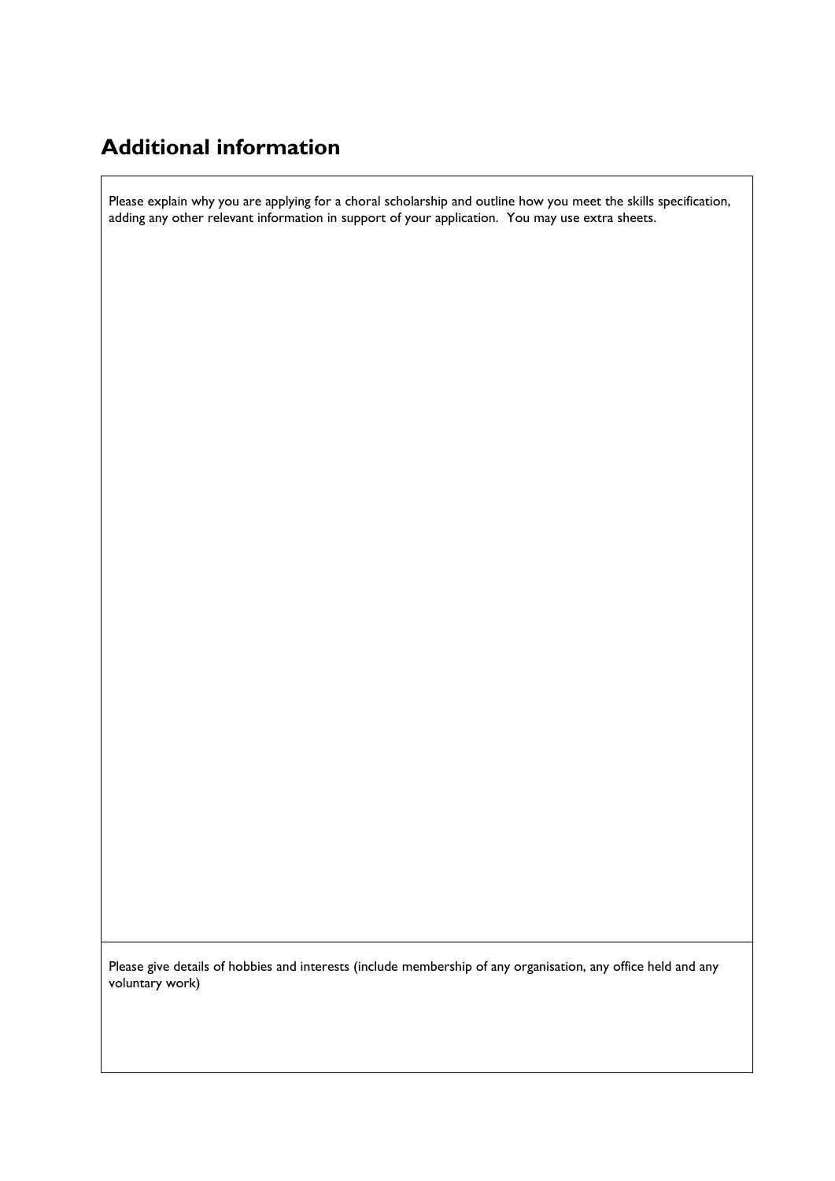## Additional information

| Please explain why you are applying for a choral scholarship and outline how you meet the skills specification, adding any other relevant information in support of your application. You may use extra sheets. |
|---|
| Please give details of hobbies and interests (include membership of any organisation, any office held and any voluntary work) |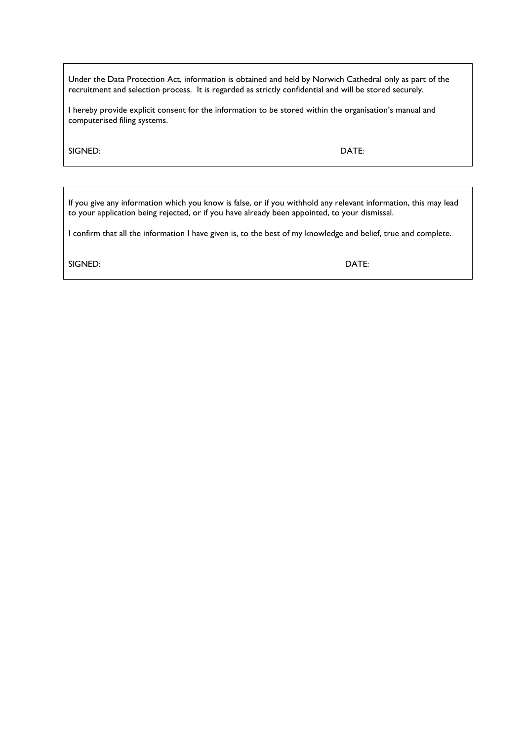Under the Data Protection Act, information is obtained and held by Norwich Cathedral only as part of the recruitment and selection process. It is regarded as strictly confidential and will be stored securely.

I hereby provide explicit consent for the information to be stored within the organisation's manual and computerised filing systems.

SIGNED: DATE:

---

If you give any information which you know is false, or if you withhold any relevant information, this may lead to your application being rejected, or if you have already been appointed, to your dismissal.

I confirm that all the information I have given is, to the best of my knowledge and belief, true and complete.

SIGNED: DATE: